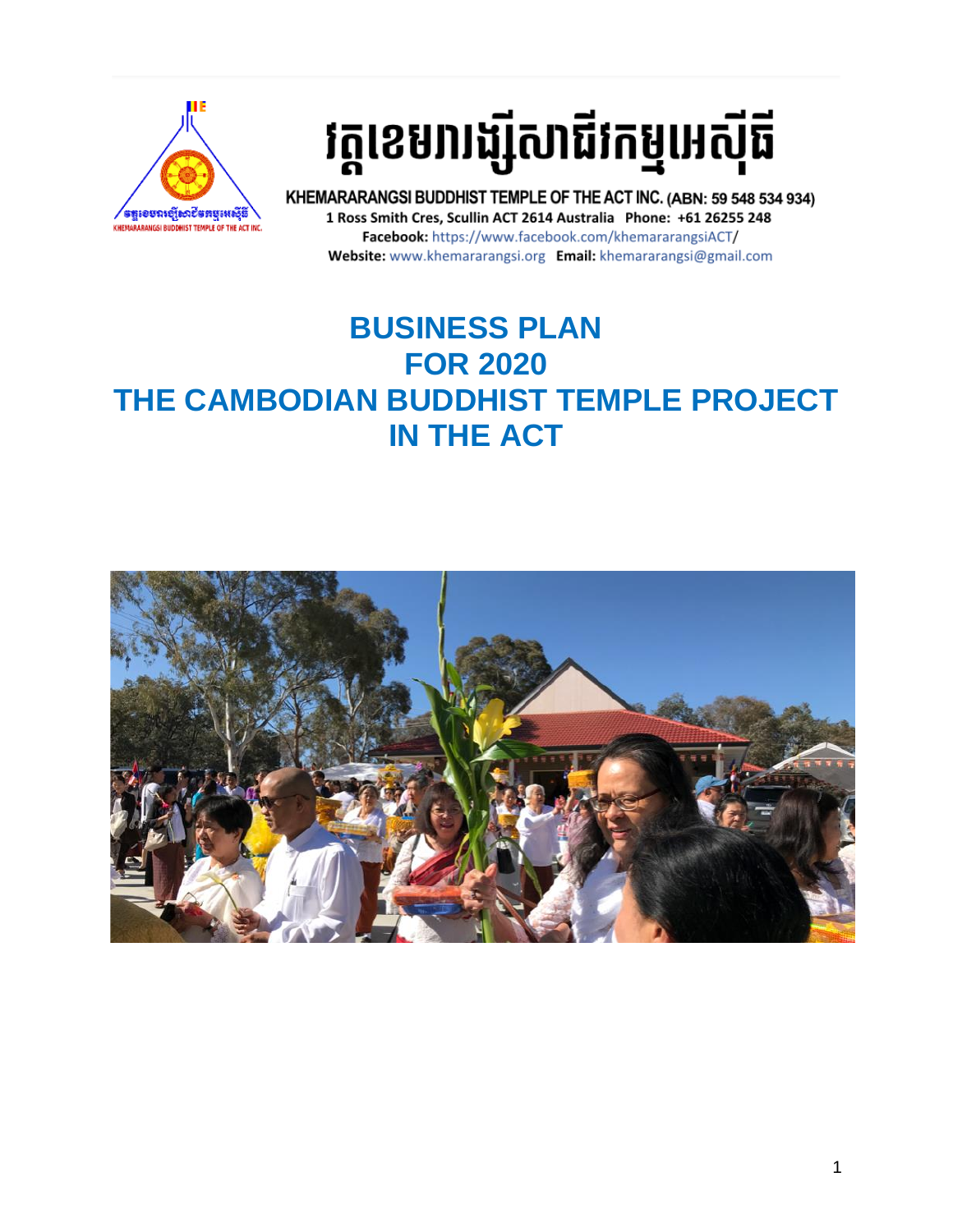វត្តខេមរារង្សីសាជីវកម្មអេស៊ីធី

KHEMARARANGSI BUDDHIST TEMPLE OF THE ACT INC. (ABN: 59 548 534 934)
1 Ross Smith Cres, Scullin ACT 2614 Australia  Phone: +61 26255 248
**Facebook:** https://www.facebook.com/khemararangsiACT/
**Website:** www.khemararangsi.org  **Email:** khemararangsi@gmail.com

# BUSINESS PLAN
# FOR 2020
# THE CAMBODIAN BUDDHIST TEMPLE PROJECT IN THE ACT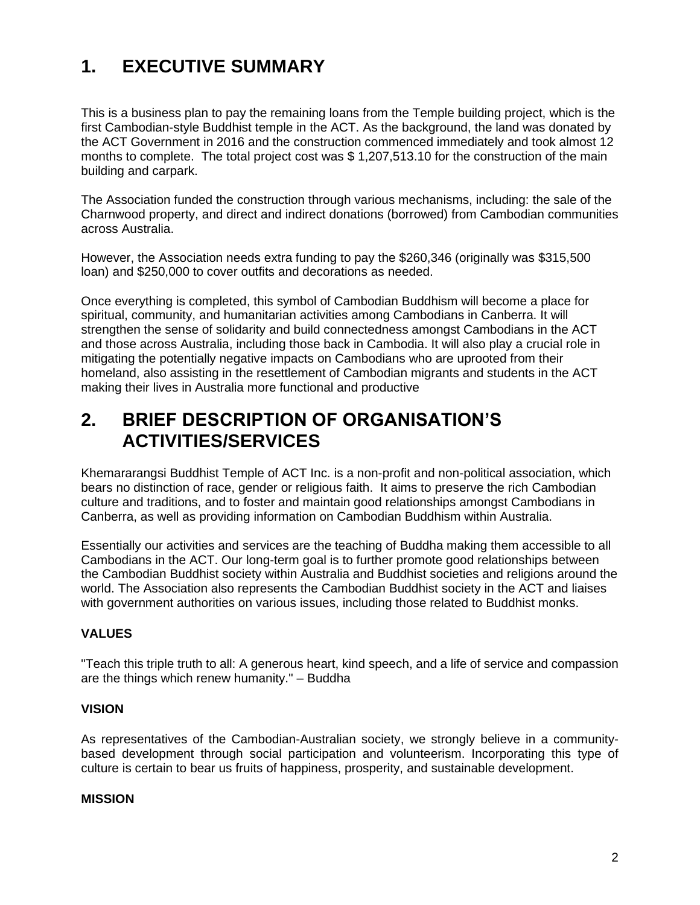# 1. EXECUTIVE SUMMARY

This is a business plan to pay the remaining loans from the Temple building project, which is the first Cambodian-style Buddhist temple in the ACT. As the background, the land was donated by the ACT Government in 2016 and the construction commenced immediately and took almost 12 months to complete. The total project cost was $ 1,207,513.10 for the construction of the main building and carpark.

The Association funded the construction through various mechanisms, including: the sale of the Charnwood property, and direct and indirect donations (borrowed) from Cambodian communities across Australia.

However, the Association needs extra funding to pay the $260,346 (originally was $315,500 loan) and $250,000 to cover outfits and decorations as needed.

Once everything is completed, this symbol of Cambodian Buddhism will become a place for spiritual, community, and humanitarian activities among Cambodians in Canberra. It will strengthen the sense of solidarity and build connectedness amongst Cambodians in the ACT and those across Australia, including those back in Cambodia. It will also play a crucial role in mitigating the potentially negative impacts on Cambodians who are uprooted from their homeland, also assisting in the resettlement of Cambodian migrants and students in the ACT making their lives in Australia more functional and productive

# 2. BRIEF DESCRIPTION OF ORGANISATION'S ACTIVITIES/SERVICES

Khemararangsi Buddhist Temple of ACT Inc. is a non-profit and non-political association, which bears no distinction of race, gender or religious faith. It aims to preserve the rich Cambodian culture and traditions, and to foster and maintain good relationships amongst Cambodians in Canberra, as well as providing information on Cambodian Buddhism within Australia.

Essentially our activities and services are the teaching of Buddha making them accessible to all Cambodians in the ACT. Our long-term goal is to further promote good relationships between the Cambodian Buddhist society within Australia and Buddhist societies and religions around the world. The Association also represents the Cambodian Buddhist society in the ACT and liaises with government authorities on various issues, including those related to Buddhist monks.

**VALUES**

"Teach this triple truth to all: A generous heart, kind speech, and a life of service and compassion are the things which renew humanity." – Buddha

**VISION**

As representatives of the Cambodian-Australian society, we strongly believe in a community-based development through social participation and volunteerism. Incorporating this type of culture is certain to bear us fruits of happiness, prosperity, and sustainable development.

**MISSION**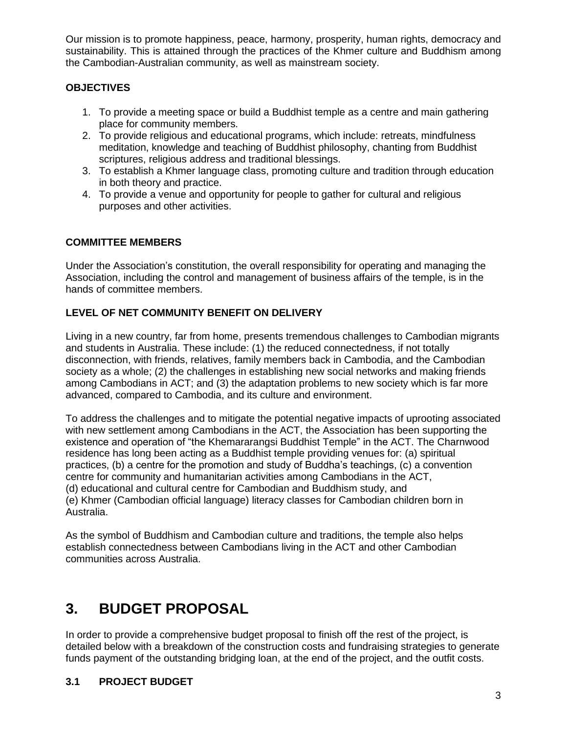Our mission is to promote happiness, peace, harmony, prosperity, human rights, democracy and sustainability. This is attained through the practices of the Khmer culture and Buddhism among the Cambodian-Australian community, as well as mainstream society.

**OBJECTIVES**

1. To provide a meeting space or build a Buddhist temple as a centre and main gathering place for community members.
2. To provide religious and educational programs, which include: retreats, mindfulness meditation, knowledge and teaching of Buddhist philosophy, chanting from Buddhist scriptures, religious address and traditional blessings.
3. To establish a Khmer language class, promoting culture and tradition through education in both theory and practice.
4. To provide a venue and opportunity for people to gather for cultural and religious purposes and other activities.

**COMMITTEE MEMBERS**

Under the Association's constitution, the overall responsibility for operating and managing the Association, including the control and management of business affairs of the temple, is in the hands of committee members.

**LEVEL OF NET COMMUNITY BENEFIT ON DELIVERY**

Living in a new country, far from home, presents tremendous challenges to Cambodian migrants and students in Australia. These include: (1) the reduced connectedness, if not totally disconnection, with friends, relatives, family members back in Cambodia, and the Cambodian society as a whole; (2) the challenges in establishing new social networks and making friends among Cambodians in ACT; and (3) the adaptation problems to new society which is far more advanced, compared to Cambodia, and its culture and environment.

To address the challenges and to mitigate the potential negative impacts of uprooting associated with new settlement among Cambodians in the ACT, the Association has been supporting the existence and operation of "the Khemararangsi Buddhist Temple" in the ACT. The Charnwood residence has long been acting as a Buddhist temple providing venues for: (a) spiritual practices, (b) a centre for the promotion and study of Buddha's teachings, (c) a convention centre for community and humanitarian activities among Cambodians in the ACT,
(d) educational and cultural centre for Cambodian and Buddhism study, and
(e) Khmer (Cambodian official language) literacy classes for Cambodian children born in Australia.

As the symbol of Buddhism and Cambodian culture and traditions, the temple also helps establish connectedness between Cambodians living in the ACT and other Cambodian communities across Australia.

# 3. BUDGET PROPOSAL

In order to provide a comprehensive budget proposal to finish off the rest of the project, is detailed below with a breakdown of the construction costs and fundraising strategies to generate funds payment of the outstanding bridging loan, at the end of the project, and the outfit costs.

## 3.1 PROJECT BUDGET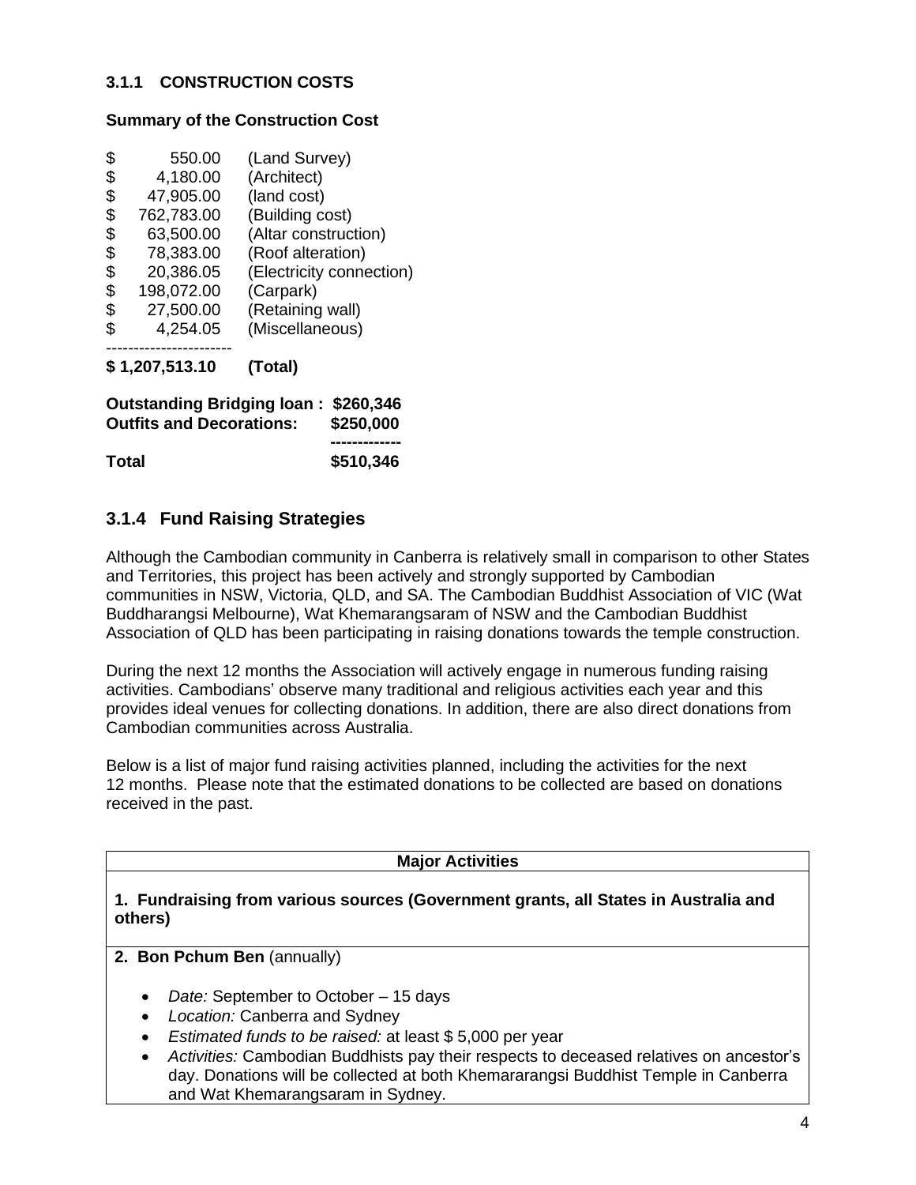### 3.1.1 CONSTRUCTION COSTS

**Summary of the Construction Cost**

| | |
|---|---|
| $ 550.00 | (Land Survey) |
| $ 4,180.00 | (Architect) |
| $ 47,905.00 | (land cost) |
| $ 762,783.00 | (Building cost) |
| $ 63,500.00 | (Altar construction) |
| $ 78,383.00 | (Roof alteration) |
| $ 20,386.05 | (Electricity connection) |
| $ 198,072.00 | (Carpark) |
| $ 27,500.00 | (Retaining wall) |
| $ 4,254.05 | (Miscellaneous) |
| **$ 1,207,513.10** | **(Total)** |

| | |
|---|---|
| **Outstanding Bridging loan :** | **$260,346** |
| **Outfits and Decorations:** | **$250,000** |
| **Total** | **$510,346** |

## 3.1.4 Fund Raising Strategies

Although the Cambodian community in Canberra is relatively small in comparison to other States and Territories, this project has been actively and strongly supported by Cambodian communities in NSW, Victoria, QLD, and SA. The Cambodian Buddhist Association of VIC (Wat Buddharangsi Melbourne), Wat Khemarangsaram of NSW and the Cambodian Buddhist Association of QLD has been participating in raising donations towards the temple construction.

During the next 12 months the Association will actively engage in numerous funding raising activities. Cambodians' observe many traditional and religious activities each year and this provides ideal venues for collecting donations. In addition, there are also direct donations from Cambodian communities across Australia.

Below is a list of major fund raising activities planned, including the activities for the next 12 months. Please note that the estimated donations to be collected are based on donations received in the past.

| Major Activities |
|---|
| **1. Fundraising from various sources (Government grants, all States in Australia and others)** |
| **2. Bon Pchum Ben** (annually)<br>• *Date:* September to October – 15 days<br>• *Location:* Canberra and Sydney<br>• *Estimated funds to be raised:* at least $ 5,000 per year<br>• *Activities:* Cambodian Buddhists pay their respects to deceased relatives on ancestor's day. Donations will be collected at both Khemararangsi Buddhist Temple in Canberra and Wat Khemarangsaram in Sydney. |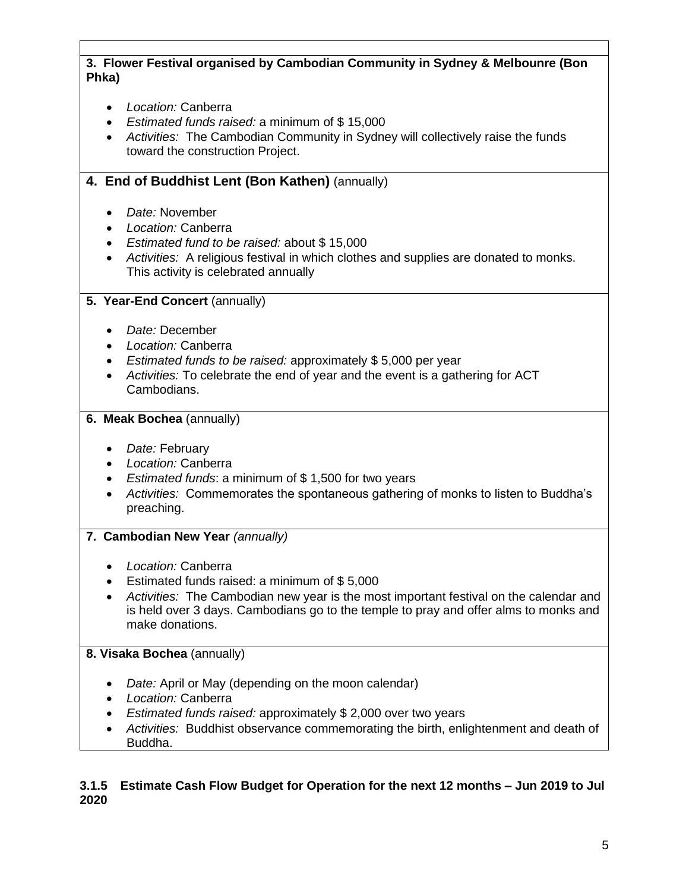**3. Flower Festival organised by Cambodian Community in Sydney & Melbounre (Bon Phka)**

- *Location:* Canberra
- *Estimated funds raised:* a minimum of $ 15,000
- *Activities:* The Cambodian Community in Sydney will collectively raise the funds toward the construction Project.

**4. End of Buddhist Lent (Bon Kathen)** (annually)

- *Date:* November
- *Location:* Canberra
- *Estimated fund to be raised:* about $ 15,000
- *Activities:* A religious festival in which clothes and supplies are donated to monks. This activity is celebrated annually

**5. Year-End Concert** (annually)

- *Date:* December
- *Location:* Canberra
- *Estimated funds to be raised:* approximately $ 5,000 per year
- *Activities:* To celebrate the end of year and the event is a gathering for ACT Cambodians.

**6. Meak Bochea** (annually)

- *Date:* February
- *Location:* Canberra
- *Estimated funds*: a minimum of $ 1,500 for two years
- *Activities:* Commemorates the spontaneous gathering of monks to listen to Buddha's preaching.

**7. Cambodian New Year** *(annually)*

- *Location:* Canberra
- Estimated funds raised: a minimum of $ 5,000
- *Activities:* The Cambodian new year is the most important festival on the calendar and is held over 3 days. Cambodians go to the temple to pray and offer alms to monks and make donations.

**8. Visaka Bochea** (annually)

- *Date:* April or May (depending on the moon calendar)
- *Location:* Canberra
- *Estimated funds raised:* approximately $ 2,000 over two years
- *Activities:* Buddhist observance commemorating the birth, enlightenment and death of Buddha.

### 3.1.5 Estimate Cash Flow Budget for Operation for the next 12 months – Jun 2019 to Jul 2020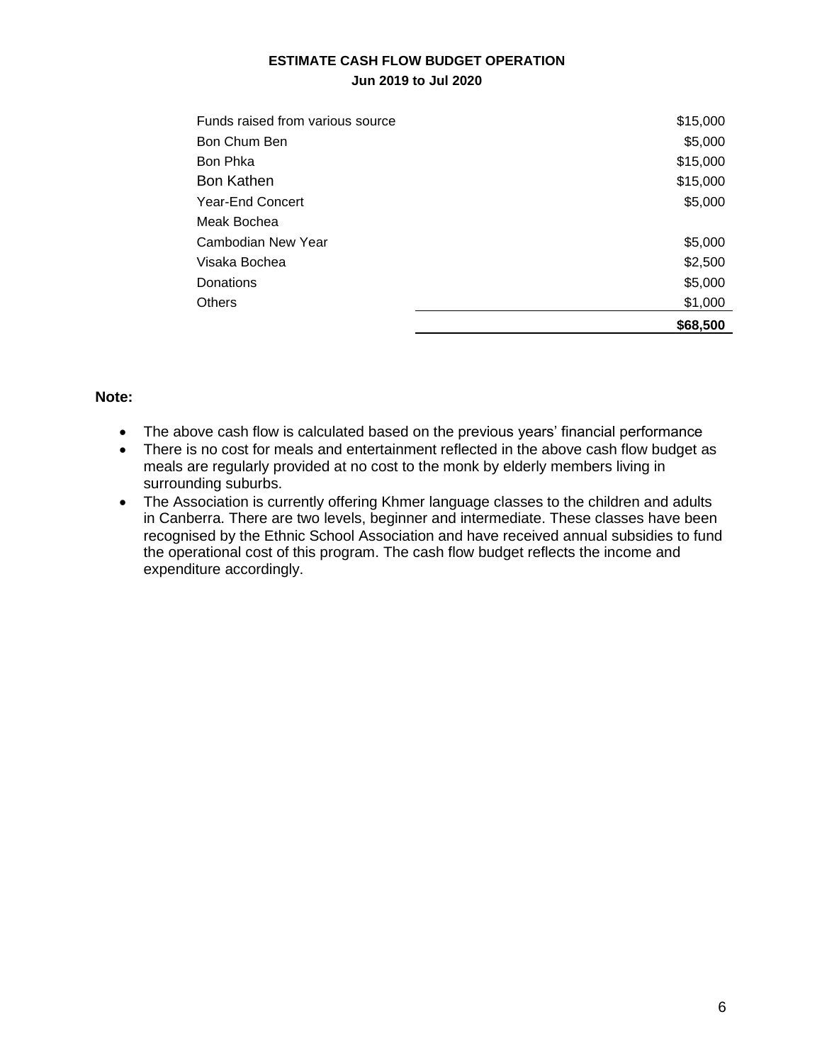**ESTIMATE CASH FLOW BUDGET OPERATION**
**Jun 2019 to Jul 2020**

| | |
|---|---|
| Funds raised from various source | $15,000 |
| Bon Chum Ben | $5,000 |
| Bon Phka | $15,000 |
| Bon Kathen | $15,000 |
| Year-End Concert | $5,000 |
| Meak Bochea | |
| Cambodian New Year | $5,000 |
| Visaka Bochea | $2,500 |
| Donations | $5,000 |
| Others | $1,000 |
| | **$68,500** |

**Note:**

- The above cash flow is calculated based on the previous years' financial performance
- There is no cost for meals and entertainment reflected in the above cash flow budget as meals are regularly provided at no cost to the monk by elderly members living in surrounding suburbs.
- The Association is currently offering Khmer language classes to the children and adults in Canberra. There are two levels, beginner and intermediate. These classes have been recognised by the Ethnic School Association and have received annual subsidies to fund the operational cost of this program. The cash flow budget reflects the income and expenditure accordingly.